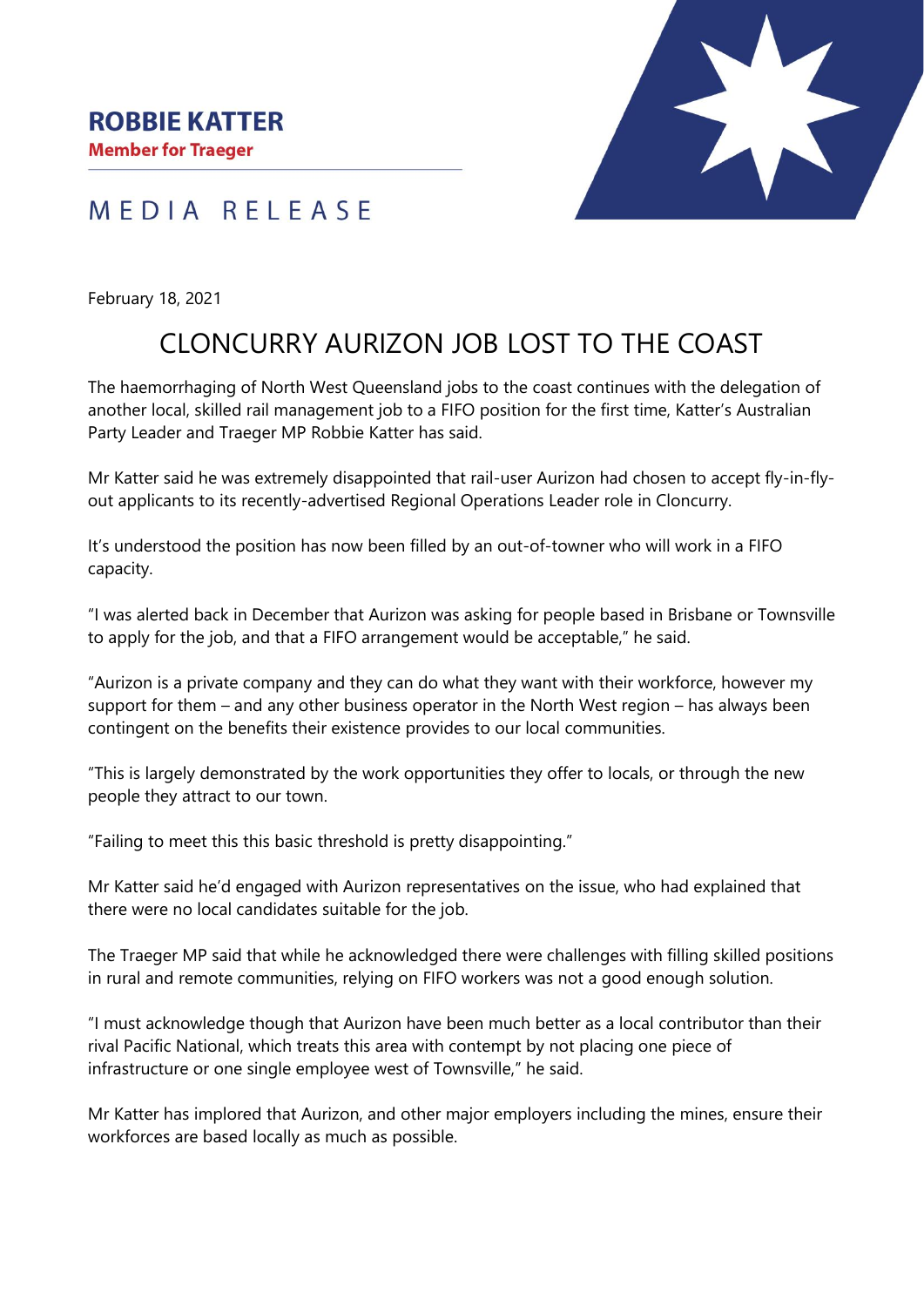**ROBBIE KATTER**
**Member for Traeger**

MEDIA RELEASE

February 18, 2021

# CLONCURRY AURIZON JOB LOST TO THE COAST

The haemorrhaging of North West Queensland jobs to the coast continues with the delegation of another local, skilled rail management job to a FIFO position for the first time, Katter's Australian Party Leader and Traeger MP Robbie Katter has said.

Mr Katter said he was extremely disappointed that rail-user Aurizon had chosen to accept fly-in-fly-out applicants to its recently-advertised Regional Operations Leader role in Cloncurry.

It's understood the position has now been filled by an out-of-towner who will work in a FIFO capacity.

"I was alerted back in December that Aurizon was asking for people based in Brisbane or Townsville to apply for the job, and that a FIFO arrangement would be acceptable," he said.

"Aurizon is a private company and they can do what they want with their workforce, however my support for them – and any other business operator in the North West region – has always been contingent on the benefits their existence provides to our local communities.

"This is largely demonstrated by the work opportunities they offer to locals, or through the new people they attract to our town.

"Failing to meet this this basic threshold is pretty disappointing."

Mr Katter said he'd engaged with Aurizon representatives on the issue, who had explained that there were no local candidates suitable for the job.

The Traeger MP said that while he acknowledged there were challenges with filling skilled positions in rural and remote communities, relying on FIFO workers was not a good enough solution.

"I must acknowledge though that Aurizon have been much better as a local contributor than their rival Pacific National, which treats this area with contempt by not placing one piece of infrastructure or one single employee west of Townsville," he said.

Mr Katter has implored that Aurizon, and other major employers including the mines, ensure their workforces are based locally as much as possible.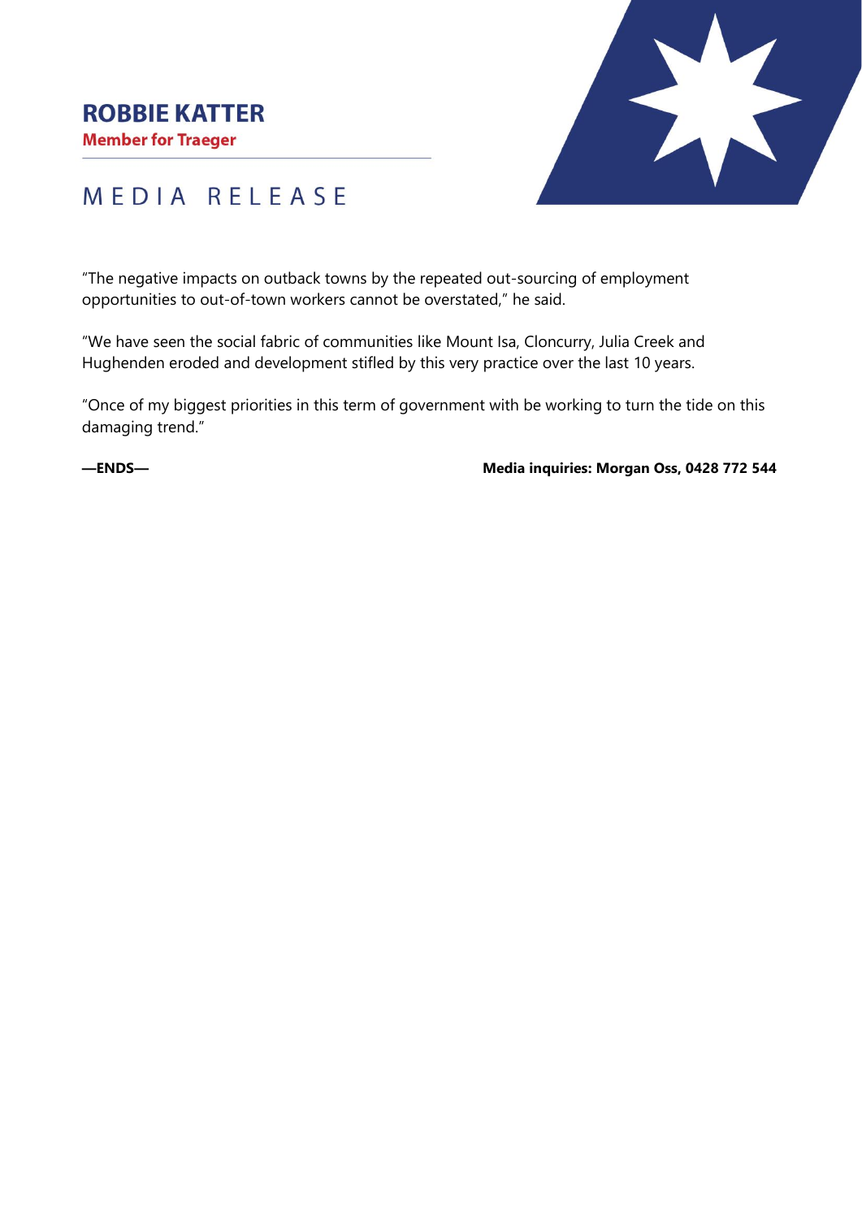**ROBBIE KATTER**
**Member for Traeger**

# MEDIA RELEASE

"The negative impacts on outback towns by the repeated out-sourcing of employment opportunities to out-of-town workers cannot be overstated," he said.

"We have seen the social fabric of communities like Mount Isa, Cloncurry, Julia Creek and Hughenden eroded and development stifled by this very practice over the last 10 years.

"Once of my biggest priorities in this term of government with be working to turn the tide on this damaging trend."

**—ENDS—**

**Media inquiries: Morgan Oss, 0428 772 544**